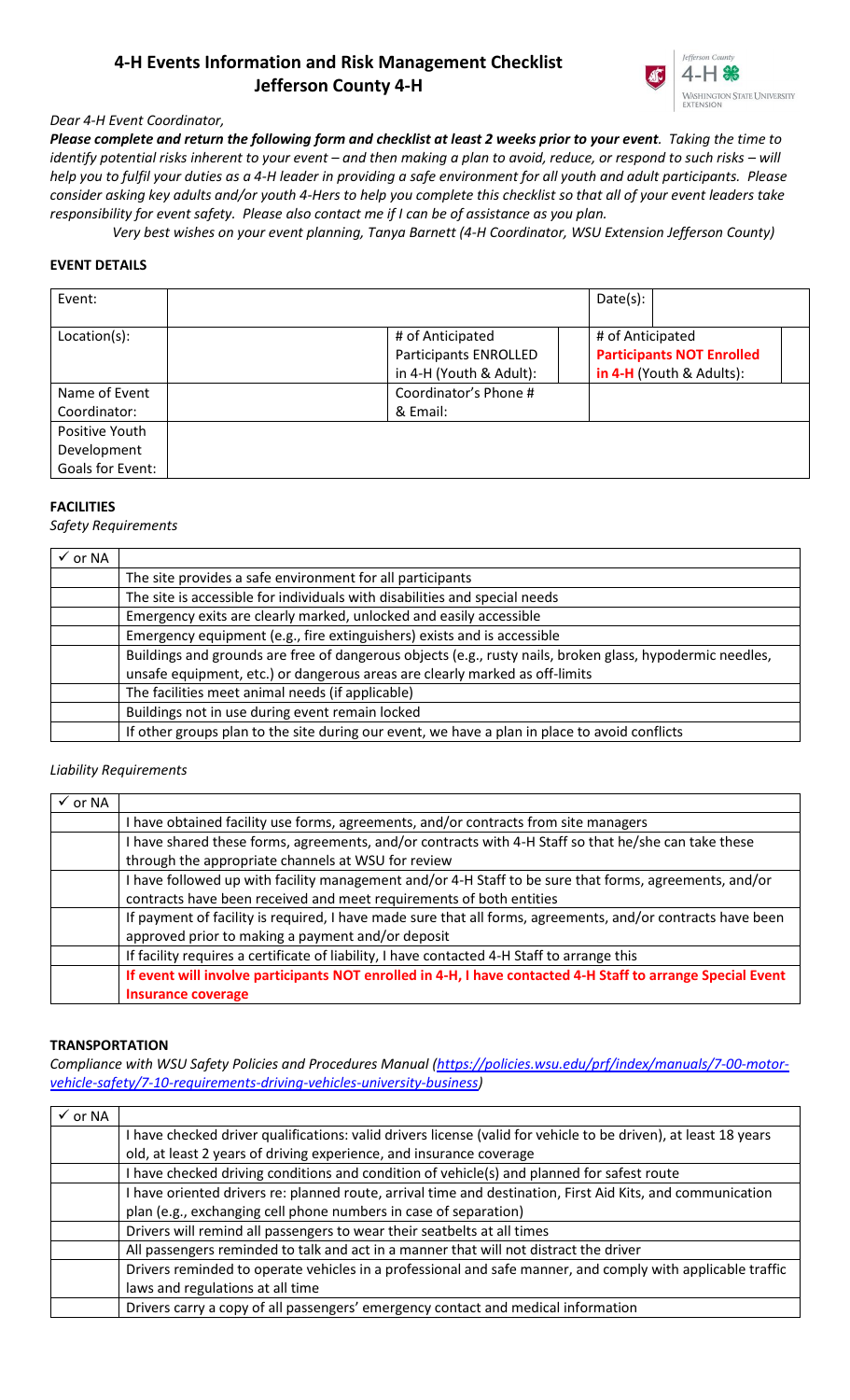# 4-H Events Information and Risk Management Checklist
## Jefferson County 4-H

*Dear 4-H Event Coordinator,*

***Please complete and return the following form and checklist at least 2 weeks prior to your event**. Taking the time to identify potential risks inherent to your event – and then making a plan to avoid, reduce, or respond to such risks – will help you to fulfil your duties as a 4-H leader in providing a safe environment for all youth and adult participants. Please consider asking key adults and/or youth 4-Hers to help you complete this checklist so that all of your event leaders take responsibility for event safety. Please also contact me if I can be of assistance as you plan.*

*Very best wishes on your event planning, Tanya Barnett (4-H Coordinator, WSU Extension Jefferson County)*

### EVENT DETAILS

| Event: | | | | Date(s): | | |
|---|---|---|---|---|---|---|
| Location(s): | | # of Anticipated Participants ENROLLED in 4-H (Youth & Adult): | | # of Anticipated **Participants NOT Enrolled in 4-H** (Youth & Adults): | | |
| Name of Event Coordinator: | | Coordinator's Phone # & Email: | | | | |
| Positive Youth Development Goals for Event: | | | | | | |

### FACILITIES

*Safety Requirements*

| ✓ or NA | |
|---|---|
| | The site provides a safe environment for all participants |
| | The site is accessible for individuals with disabilities and special needs |
| | Emergency exits are clearly marked, unlocked and easily accessible |
| | Emergency equipment (e.g., fire extinguishers) exists and is accessible |
| | Buildings and grounds are free of dangerous objects (e.g., rusty nails, broken glass, hypodermic needles, unsafe equipment, etc.) or dangerous areas are clearly marked as off-limits |
| | The facilities meet animal needs (if applicable) |
| | Buildings not in use during event remain locked |
| | If other groups plan to the site during our event, we have a plan in place to avoid conflicts |

*Liability Requirements*

| ✓ or NA | |
|---|---|
| | I have obtained facility use forms, agreements, and/or contracts from site managers |
| | I have shared these forms, agreements, and/or contracts with 4-H Staff so that he/she can take these through the appropriate channels at WSU for review |
| | I have followed up with facility management and/or 4-H Staff to be sure that forms, agreements, and/or contracts have been received and meet requirements of both entities |
| | If payment of facility is required, I have made sure that all forms, agreements, and/or contracts have been approved prior to making a payment and/or deposit |
| | If facility requires a certificate of liability, I have contacted 4-H Staff to arrange this |
| | **If event will involve participants NOT enrolled in 4-H, I have contacted 4-H Staff to arrange Special Event Insurance coverage** |

### TRANSPORTATION

*Compliance with WSU Safety Policies and Procedures Manual (https://policies.wsu.edu/prf/index/manuals/7-00-motor-vehicle-safety/7-10-requirements-driving-vehicles-university-business)*

| ✓ or NA | |
|---|---|
| | I have checked driver qualifications: valid drivers license (valid for vehicle to be driven), at least 18 years old, at least 2 years of driving experience, and insurance coverage |
| | I have checked driving conditions and condition of vehicle(s) and planned for safest route |
| | I have oriented drivers re: planned route, arrival time and destination, First Aid Kits, and communication plan (e.g., exchanging cell phone numbers in case of separation) |
| | Drivers will remind all passengers to wear their seatbelts at all times |
| | All passengers reminded to talk and act in a manner that will not distract the driver |
| | Drivers reminded to operate vehicles in a professional and safe manner, and comply with applicable traffic laws and regulations at all time |
| | Drivers carry a copy of all passengers' emergency contact and medical information |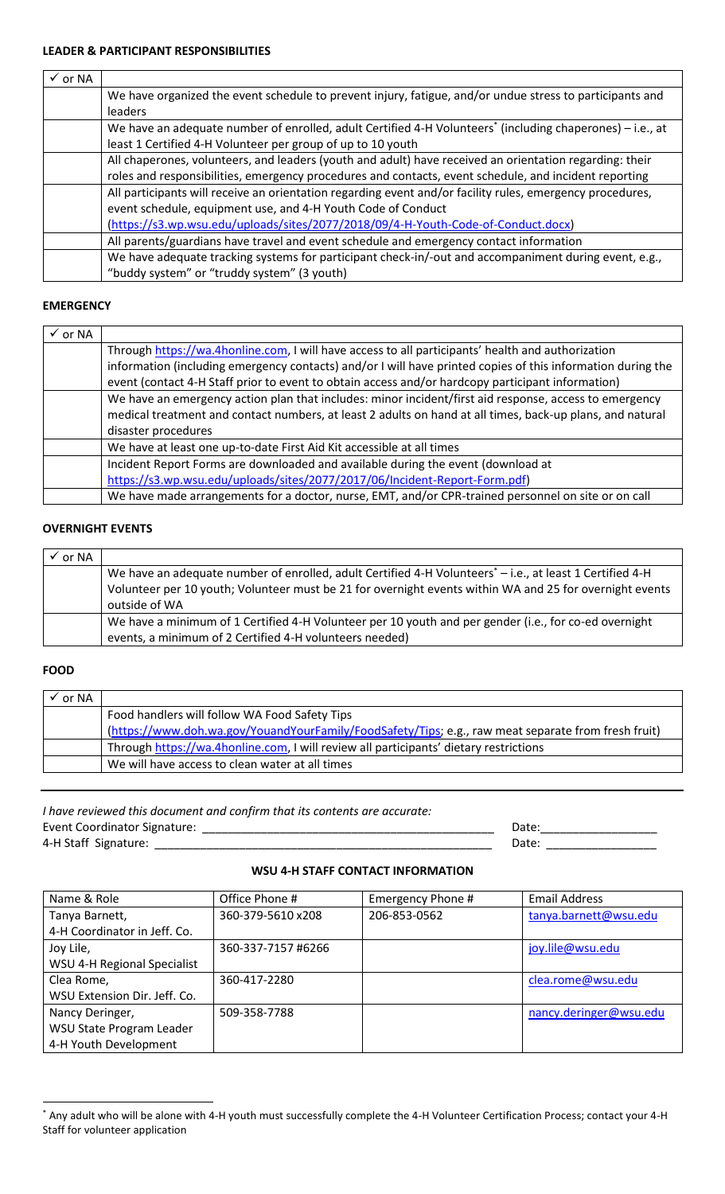**LEADER & PARTICIPANT RESPONSIBILITIES**

| ✓ or NA | |
|---|---|
| | We have organized the event schedule to prevent injury, fatigue, and/or undue stress to participants and leaders |
| | We have an adequate number of enrolled, adult Certified 4-H Volunteers* (including chaperones) – i.e., at least 1 Certified 4-H Volunteer per group of up to 10 youth |
| | All chaperones, volunteers, and leaders (youth and adult) have received an orientation regarding: their roles and responsibilities, emergency procedures and contacts, event schedule, and incident reporting |
| | All participants will receive an orientation regarding event and/or facility rules, emergency procedures, event schedule, equipment use, and 4-H Youth Code of Conduct (https://s3.wp.wsu.edu/uploads/sites/2077/2018/09/4-H-Youth-Code-of-Conduct.docx) |
| | All parents/guardians have travel and event schedule and emergency contact information |
| | We have adequate tracking systems for participant check-in/-out and accompaniment during event, e.g., "buddy system" or "truddy system" (3 youth) |

**EMERGENCY**

| ✓ or NA | |
|---|---|
| | Through https://wa.4honline.com, I will have access to all participants' health and authorization information (including emergency contacts) and/or I will have printed copies of this information during the event (contact 4-H Staff prior to event to obtain access and/or hardcopy participant information) |
| | We have an emergency action plan that includes: minor incident/first aid response, access to emergency medical treatment and contact numbers, at least 2 adults on hand at all times, back-up plans, and natural disaster procedures |
| | We have at least one up-to-date First Aid Kit accessible at all times |
| | Incident Report Forms are downloaded and available during the event (download at https://s3.wp.wsu.edu/uploads/sites/2077/2017/06/Incident-Report-Form.pdf) |
| | We have made arrangements for a doctor, nurse, EMT, and/or CPR-trained personnel on site or on call |

**OVERNIGHT EVENTS**

| ✓ or NA | |
|---|---|
| | We have an adequate number of enrolled, adult Certified 4-H Volunteers* – i.e., at least 1 Certified 4-H Volunteer per 10 youth; Volunteer must be 21 for overnight events within WA and 25 for overnight events outside of WA |
| | We have a minimum of 1 Certified 4-H Volunteer per 10 youth and per gender (i.e., for co-ed overnight events, a minimum of 2 Certified 4-H volunteers needed) |

**FOOD**

| ✓ or NA | |
|---|---|
| | Food handlers will follow WA Food Safety Tips (https://www.doh.wa.gov/YouandYourFamily/FoodSafety/Tips; e.g., raw meat separate from fresh fruit) |
| | Through https://wa.4honline.com, I will review all participants' dietary restrictions |
| | We will have access to clean water at all times |

*I have reviewed this document and confirm that its contents are accurate:*

Event Coordinator Signature: ______________________________________________ Date:_________________

4-H Staff Signature: ____________________________________________________ Date: _________________

**WSU 4-H STAFF CONTACT INFORMATION**

| Name & Role | Office Phone # | Emergency Phone # | Email Address |
|---|---|---|---|
| Tanya Barnett, 4-H Coordinator in Jeff. Co. | 360-379-5610 x208 | 206-853-0562 | tanya.barnett@wsu.edu |
| Joy Lile, WSU 4-H Regional Specialist | 360-337-7157 #6266 | | joy.lile@wsu.edu |
| Clea Rome, WSU Extension Dir. Jeff. Co. | 360-417-2280 | | clea.rome@wsu.edu |
| Nancy Deringer, WSU State Program Leader 4-H Youth Development | 509-358-7788 | | nancy.deringer@wsu.edu |

* Any adult who will be alone with 4-H youth must successfully complete the 4-H Volunteer Certification Process; contact your 4-H Staff for volunteer application